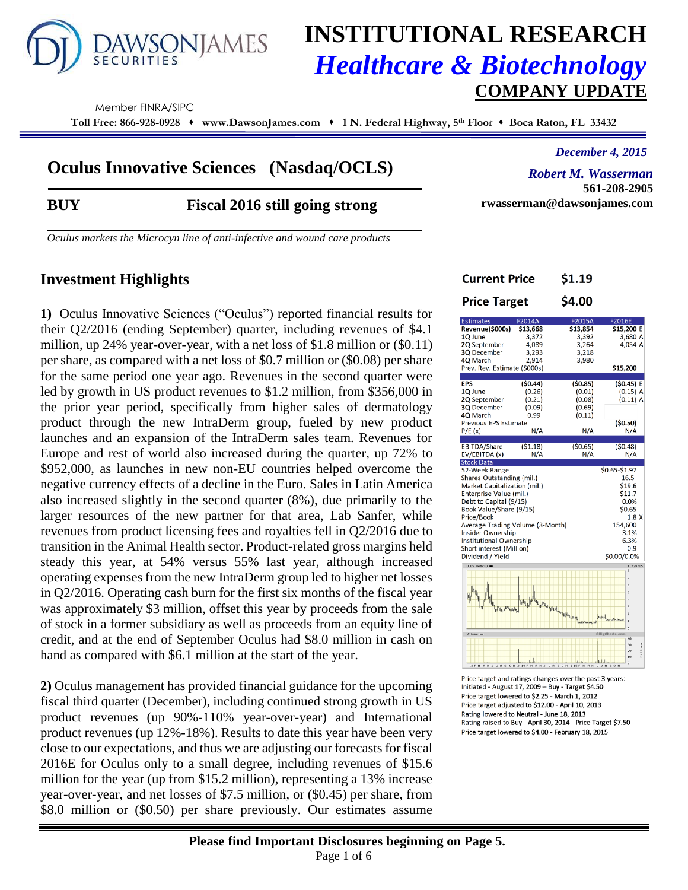# INSTITUTIONAL RESEARCH

## *Healthcare & Biotechnology*

## COMPANY UPDATE

Member FINRA/SIPC

**Toll Free: 866-928-0928 ♦ www.DawsonJames.com ♦ 1 N. Federal Highway, 5th Floor ♦ Boca Raton, FL 33432**

*December 4, 2015*

# Oculus Innovative Sciences (Nasdaq/OCLS)

*Robert M. Wasserman*
**561-208-2905**
**rwasserman@dawsonjames.com**

**BUY** **Fiscal 2016 still going strong**

*Oculus markets the Microcyn line of anti-infective and wound care products*

## Investment Highlights

**1)** Oculus Innovative Sciences ("Oculus") reported financial results for their Q2/2016 (ending September) quarter, including revenues of $4.1 million, up 24% year-over-year, with a net loss of $1.8 million or ($0.11) per share, as compared with a net loss of $0.7 million or ($0.08) per share for the same period one year ago. Revenues in the second quarter were led by growth in US product revenues to $1.2 million, from $356,000 in the prior year period, specifically from higher sales of dermatology product through the new IntraDerm group, fueled by new product launches and an expansion of the IntraDerm sales team. Revenues for Europe and rest of world also increased during the quarter, up 72% to $952,000, as launches in new non-EU countries helped overcome the negative currency effects of a decline in the Euro. Sales in Latin America also increased slightly in the second quarter (8%), due primarily to the larger resources of the new partner for that area, Lab Sanfer, while revenues from product licensing fees and royalties fell in Q2/2016 due to transition in the Animal Health sector. Product-related gross margins held steady this year, at 54% versus 55% last year, although increased operating expenses from the new IntraDerm group led to higher net losses in Q2/2016. Operating cash burn for the first six months of the fiscal year was approximately $3 million, offset this year by proceeds from the sale of stock in a former subsidiary as well as proceeds from an equity line of credit, and at the end of September Oculus had $8.0 million in cash on hand as compared with $6.1 million at the start of the year.

**2)** Oculus management has provided financial guidance for the upcoming fiscal third quarter (December), including continued strong growth in US product revenues (up 90%-110% year-over-year) and International product revenues (up 12%-18%). Results to date this year have been very close to our expectations, and thus we are adjusting our forecasts for fiscal 2016E for Oculus only to a small degree, including revenues of $15.6 million for the year (up from $15.2 million), representing a 13% increase year-over-year, and net losses of $7.5 million, or ($0.45) per share, from $8.0 million or ($0.50) per share previously. Our estimates assume

| | |
|---|---|
| **Current Price** | **$1.19** |
| **Price Target** | **$4.00** |

| Estimates | F2014A | F2015A | F2016E |
|---|---|---|---|
| **Revenue($000s)** | **$13,668** | **$13,854** | **$15,200 E** |
| 1Q June | 3,372 | 3,392 | 3,680 A |
| 2Q September | 4,089 | 3,264 | 4,054 A |
| 3Q December | 3,293 | 3,218 | |
| 4Q March | 2,914 | 3,980 | |
| Prev. Rev. Estimate ($000s) | | | $15,200 |
| **EPS** | **($0.44)** | **($0.85)** | **($0.45) E** |
| 1Q June | (0.26) | (0.01) | (0.15) A |
| 2Q September | (0.21) | (0.08) | (0.11) A |
| 3Q December | (0.09) | (0.69) | |
| 4Q March | 0.99 | (0.11) | |
| Previous EPS Estimate | | | ($0.50) |
| P/E (x) | N/A | N/A | N/A |
| EBITDA/Share | ($1.18) | ($0.65) | ($0.48) |
| EV/EBITDA (x) | N/A | N/A | N/A |

| Stock Data | |
|---|---|
| 52-Week Range | $0.65-$1.97 |
| Shares Outstanding (mil.) | 16.5 |
| Market Capitalization (mil.) | $19.6 |
| Enterprise Value (mil.) | $11.7 |
| Debt to Capital (9/15) | 0.0% |
| Book Value/Share (9/15) | $0.65 |
| Price/Book | 1.8 X |
| Average Trading Volume (3-Month) | 154,600 |
| Insider Ownership | 3.1% |
| Institutional Ownership | 6.3% |
| Short interest (Million) | 0.9 |
| Dividend / Yield | $0.00/0.0% |

Price target and ratings changes over the past 3 years:
Initiated - August 17, 2009 – Buy - Target $4.50
Price target lowered to $2.25 - March 1, 2012
Price target adjusted to $12.00 - April 10, 2013
Rating lowered to Neutral - June 18, 2013
Rating raised to Buy - April 30, 2014 - Price Target $7.50
Price target lowered to $4.00 - February 18, 2015

**Please find Important Disclosures beginning on Page 5.**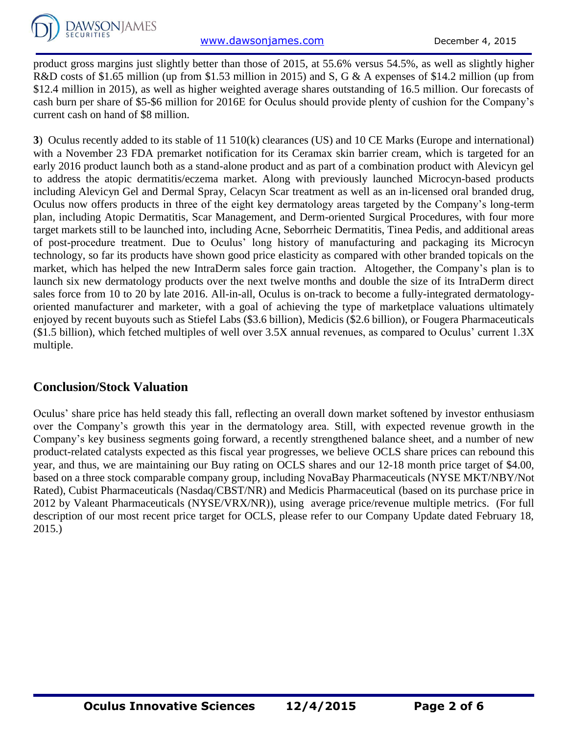product gross margins just slightly better than those of 2015, at 55.6% versus 54.5%, as well as slightly higher R&D costs of $1.65 million (up from $1.53 million in 2015) and S, G & A expenses of $14.2 million (up from $12.4 million in 2015), as well as higher weighted average shares outstanding of 16.5 million. Our forecasts of cash burn per share of $5-$6 million for 2016E for Oculus should provide plenty of cushion for the Company's current cash on hand of $8 million.

**3**) Oculus recently added to its stable of 11 510(k) clearances (US) and 10 CE Marks (Europe and international) with a November 23 FDA premarket notification for its Ceramax skin barrier cream, which is targeted for an early 2016 product launch both as a stand-alone product and as part of a combination product with Alevicyn gel to address the atopic dermatitis/eczema market. Along with previously launched Microcyn-based products including Alevicyn Gel and Dermal Spray, Celacyn Scar treatment as well as an in-licensed oral branded drug, Oculus now offers products in three of the eight key dermatology areas targeted by the Company's long-term plan, including Atopic Dermatitis, Scar Management, and Derm-oriented Surgical Procedures, with four more target markets still to be launched into, including Acne, Seborrheic Dermatitis, Tinea Pedis, and additional areas of post-procedure treatment. Due to Oculus' long history of manufacturing and packaging its Microcyn technology, so far its products have shown good price elasticity as compared with other branded topicals on the market, which has helped the new IntraDerm sales force gain traction. Altogether, the Company's plan is to launch six new dermatology products over the next twelve months and double the size of its IntraDerm direct sales force from 10 to 20 by late 2016. All-in-all, Oculus is on-track to become a fully-integrated dermatology-oriented manufacturer and marketer, with a goal of achieving the type of marketplace valuations ultimately enjoyed by recent buyouts such as Stiefel Labs ($3.6 billion), Medicis ($2.6 billion), or Fougera Pharmaceuticals ($1.5 billion), which fetched multiples of well over 3.5X annual revenues, as compared to Oculus' current 1.3X multiple.

## Conclusion/Stock Valuation

Oculus' share price has held steady this fall, reflecting an overall down market softened by investor enthusiasm over the Company's growth this year in the dermatology area. Still, with expected revenue growth in the Company's key business segments going forward, a recently strengthened balance sheet, and a number of new product-related catalysts expected as this fiscal year progresses, we believe OCLS share prices can rebound this year, and thus, we are maintaining our Buy rating on OCLS shares and our 12-18 month price target of $4.00, based on a three stock comparable company group, including NovaBay Pharmaceuticals (NYSE MKT/NBY/Not Rated), Cubist Pharmaceuticals (Nasdaq/CBST/NR) and Medicis Pharmaceutical (based on its purchase price in 2012 by Valeant Pharmaceuticals (NYSE/VRX/NR)), using average price/revenue multiple metrics. (For full description of our most recent price target for OCLS, please refer to our Company Update dated February 18, 2015.)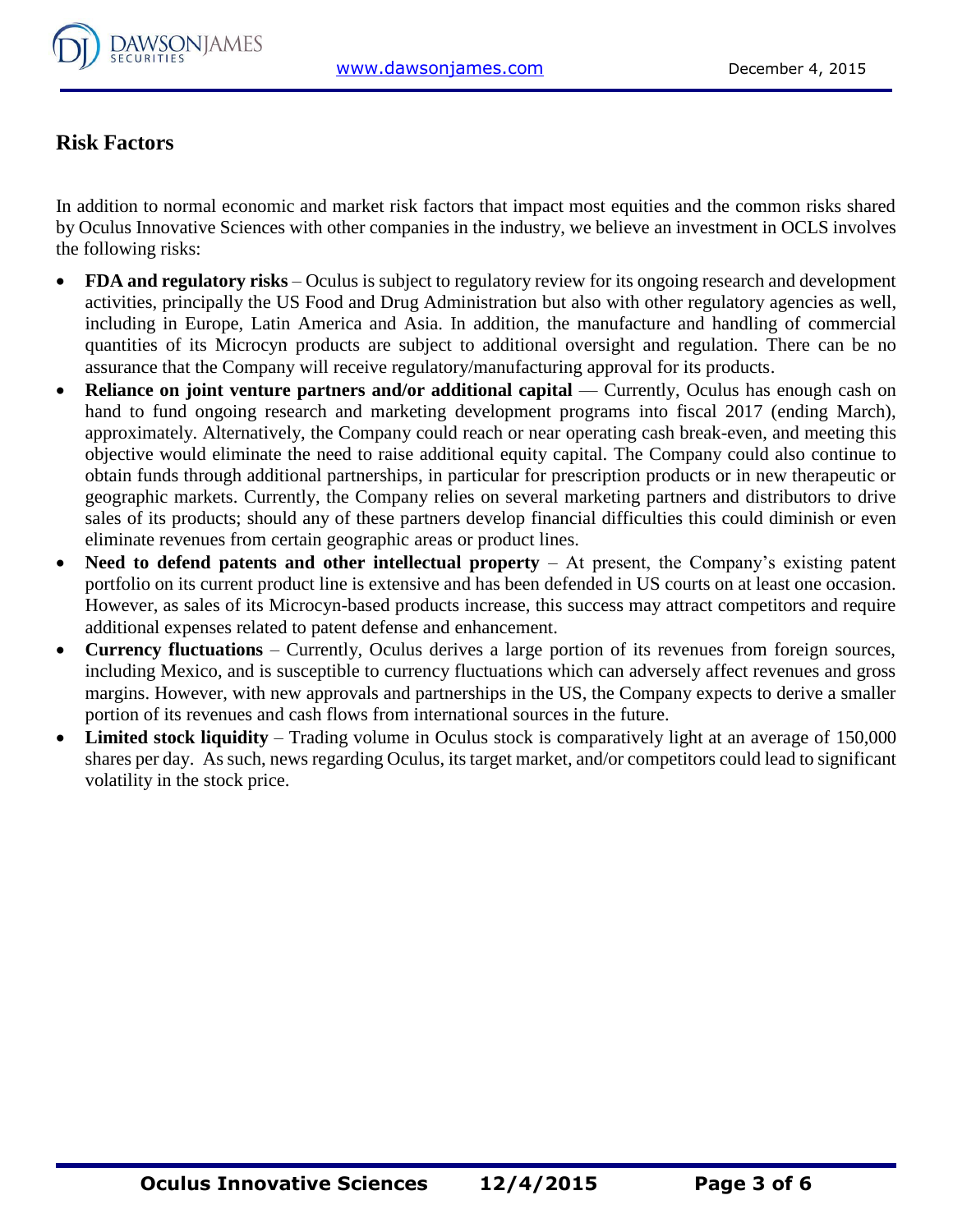## Risk Factors

In addition to normal economic and market risk factors that impact most equities and the common risks shared by Oculus Innovative Sciences with other companies in the industry, we believe an investment in OCLS involves the following risks:

- **FDA and regulatory risks** – Oculus is subject to regulatory review for its ongoing research and development activities, principally the US Food and Drug Administration but also with other regulatory agencies as well, including in Europe, Latin America and Asia. In addition, the manufacture and handling of commercial quantities of its Microcyn products are subject to additional oversight and regulation. There can be no assurance that the Company will receive regulatory/manufacturing approval for its products.
- **Reliance on joint venture partners and/or additional capital** — Currently, Oculus has enough cash on hand to fund ongoing research and marketing development programs into fiscal 2017 (ending March), approximately. Alternatively, the Company could reach or near operating cash break-even, and meeting this objective would eliminate the need to raise additional equity capital. The Company could also continue to obtain funds through additional partnerships, in particular for prescription products or in new therapeutic or geographic markets. Currently, the Company relies on several marketing partners and distributors to drive sales of its products; should any of these partners develop financial difficulties this could diminish or even eliminate revenues from certain geographic areas or product lines.
- **Need to defend patents and other intellectual property** – At present, the Company's existing patent portfolio on its current product line is extensive and has been defended in US courts on at least one occasion. However, as sales of its Microcyn-based products increase, this success may attract competitors and require additional expenses related to patent defense and enhancement.
- **Currency fluctuations** – Currently, Oculus derives a large portion of its revenues from foreign sources, including Mexico, and is susceptible to currency fluctuations which can adversely affect revenues and gross margins. However, with new approvals and partnerships in the US, the Company expects to derive a smaller portion of its revenues and cash flows from international sources in the future.
- **Limited stock liquidity** – Trading volume in Oculus stock is comparatively light at an average of 150,000 shares per day. As such, news regarding Oculus, its target market, and/or competitors could lead to significant volatility in the stock price.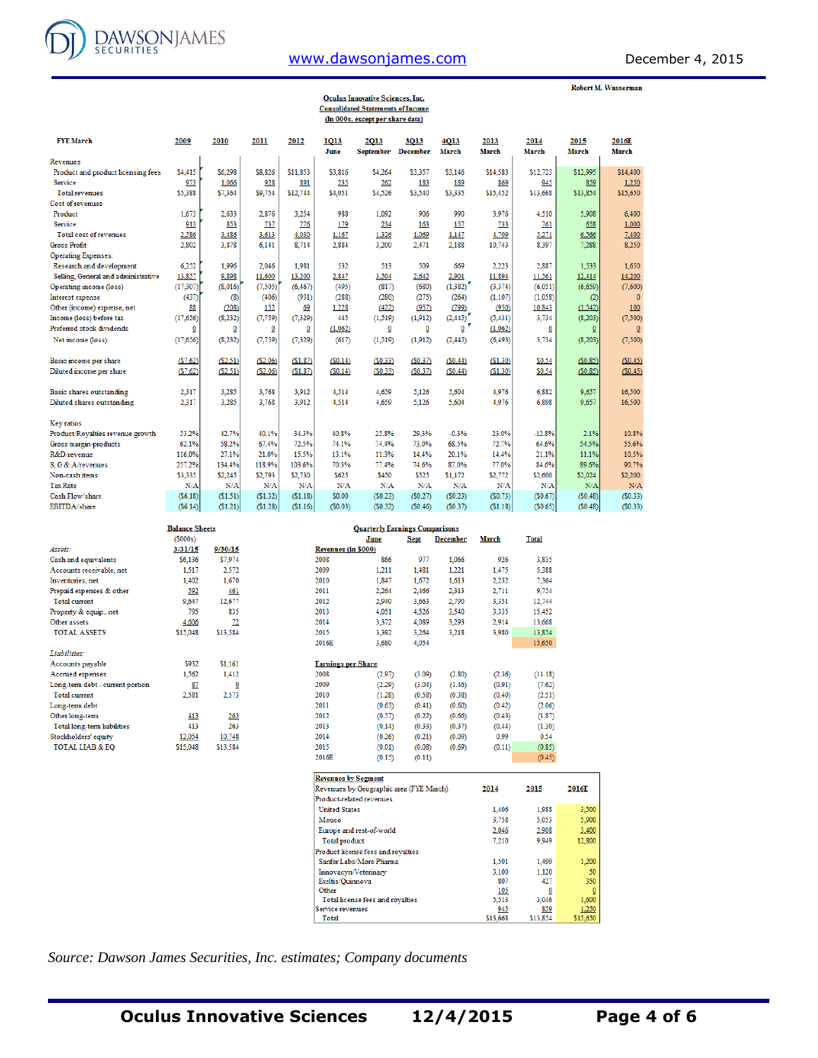Robert M. Wasserman

## Oculus Innovative Sciences, Inc.
### Consolidated Statements of Income
#### (In 000s, except per share data)

| FYE March | 2009 | 2010 | 2011 | 2012 | 1Q13 June | 2Q13 September | 3Q13 December | 4Q13 March | 2013 March | 2014 March | 2015 March | 2016E March |
|---|---|---|---|---|---|---|---|---|---|---|---|---|
| Revenues | | | | | | | | | | | | |
| Product and product licensing fees | $4,415 | $6,298 | $8,826 | $11,853 | $3,816 | $4,264 | $3,357 | $3,146 | $14,583 | $12,723 | $12,995 | $14,400 |
| Service | 973 | 1,066 | 928 | 891 | 235 | 262 | 183 | 189 | 869 | 945 | 859 | 1,250 |
| Total revenues | $5,388 | $7,364 | $9,754 | $12,744 | $4,051 | $4,526 | $3,540 | $3,335 | $15,452 | $13,668 | $13,854 | $15,650 |
| Cost of revenues | | | | | | | | | | | | |
| Product | 1,673 | 2,633 | 2,876 | 3,254 | 988 | 1,092 | 906 | 990 | 3,976 | 4,510 | 5,908 | 6,400 |
| Service | 913 | 853 | 737 | 776 | 179 | 234 | 163 | 157 | 733 | 761 | 658 | 1,000 |
| Total cost of revenues | 2,586 | 3,486 | 3,613 | 4,030 | 1,167 | 1,326 | 1,069 | 1,147 | 4,709 | 5,271 | 6,566 | 7,400 |
| Gross Profit | 2,802 | 3,878 | 6,141 | 8,714 | 2,884 | 3,200 | 2,471 | 2,188 | 10,743 | 8,397 | 7,288 | 8,250 |
| Operating Expenses: | | | | | | | | | | | | |
| Research and development | 6,252 | 1,996 | 2,046 | 1,981 | 532 | 513 | 509 | 669 | 2,223 | 2,887 | 1,533 | 1,650 |
| Selling, General and administrative | 13,857 | 9,898 | 11,600 | 13,200 | 2,847 | 3,504 | 2,642 | 2,901 | 11,894 | 11,561 | 12,414 | 14,200 |
| Operating income (loss) | (17,307) | (8,016) | (7,505) | (6,467) | (495) | (817) | (680) | (1,382) | (3,374) | (6,051) | (6,659) | (7,600) |
| Interest expense | (437) | (8) | (406) | (931) | (288) | (280) | (275) | (264) | (1,107) | (1,058) | (2) | 0 |
| Other (income) expense, net | 88 | (208) | 152 | 69 | 1,228 | (422) | (957) | (799) | (950) | 10,843 | (1,542) | 100 |
| Income (loss) before tax | (17,656) | (8,232) | (7,759) | (7,329) | 445 | (1,519) | (1,912) | (2,445) | (5,431) | 3,734 | (8,203) | (7,500) |
| Preferred stock dividends | 0 | 0 | 0 | 0 | (1,062) | 0 | 0 | 0 | (1,062) | 0 | 0 | 0 |
| Net income (loss) | (17,656) | (8,232) | (7,759) | (7,329) | (617) | (1,519) | (1,912) | (2,445) | (6,493) | 3,734 | (8,203) | (7,500) |
| Basic income per share | ($7.62) | ($2.51) | ($2.06) | ($1.87) | ($0.14) | ($0.33) | ($0.37) | ($0.44) | ($1.30) | $0.54 | ($0.85) | ($0.45) |
| Diluted income per share | ($7.62) | ($2.51) | ($2.06) | ($1.87) | ($0.14) | ($0.33) | ($0.37) | ($0.44) | ($1.30) | $0.54 | ($0.85) | ($0.45) |
| Basic shares outstanding | 2,317 | 3,285 | 3,768 | 3,912 | 4,514 | 4,659 | 5,126 | 5,604 | 4,976 | 6,882 | 9,657 | 16,500 |
| Diluted shares outstanding | 2,317 | 3,285 | 3,768 | 3,912 | 4,514 | 4,659 | 5,126 | 5,604 | 4,976 | 6,898 | 9,657 | 16,500 |
| Key ratios: | | | | | | | | | | | | |
| Product/Royalties revenue growth | 53.2% | 42.7% | 40.1% | 34.3% | 40.8% | 25.8% | 29.3% | -0.3% | 23.0% | -12.8% | 2.1% | 10.8% |
| Gross margin-products | 62.1% | 58.2% | 67.4% | 72.5% | 74.1% | 74.4% | 73.0% | 68.5% | 72.7% | 64.6% | 54.5% | 55.6% |
| R&D/revenue | 116.0% | 27.1% | 21.0% | 15.5% | 13.1% | 11.3% | 14.4% | 20.1% | 14.4% | 21.1% | 11.1% | 10.5% |
| S, G & A/revenues | 257.2% | 134.4% | 118.9% | 103.6% | 70.3% | 77.4% | 74.6% | 87.0% | 77.0% | 84.6% | 89.6% | 90.7% |
| Non-cash items | $3,335 | $2,245 | $2,793 | $2,730 | $625 | $450 | $525 | $1,172 | $2,772 | $2,600 | $2,024 | $2,200 |
| Tax Rate | N/A | N/A | N/A | N/A | N/A | N/A | N/A | N/A | N/A | N/A | N/A | N/A |
| Cash Flow/share | ($6.18) | ($1.51) | ($1.32) | ($1.18) | $0.00 | ($0.23) | ($0.27) | ($0.23) | ($0.73) | ($0.67) | ($0.48) | ($0.33) |
| EBITDA/share | ($6.14) | ($1.21) | ($1.28) | ($1.16) | ($0.03) | ($0.32) | ($0.46) | ($0.37) | ($1.18) | ($0.65) | ($0.48) | ($0.33) |

### Balance Sheets

| ($000s) | 3/31/15 | 9/30/15 |
|---|---|---|
| *Assets:* | | |
| Cash and equivalents | $6,136 | $7,974 |
| Accounts receivable, net | 1,517 | 2,572 |
| Inventories, net | 1,402 | 1,670 |
| Prepaid expenses & other | 592 | 461 |
| Total current | 9,647 | 12,677 |
| Property & equip., net | 795 | 835 |
| Other assets | 4,606 | 72 |
| TOTAL ASSETS | $15,048 | $13,584 |
| *Liabilities:* | | |
| Accounts payable | $932 | $1,161 |
| Accrued expenses | 1,562 | 1,412 |
| Long-term debt - current portion | 87 | 0 |
| Total current | 2,581 | 2,573 |
| Long-term debt | | |
| Other long-term | 413 | 263 |
| Total long-term liabilities | 413 | 263 |
| Stockholders' equity | 12,054 | 10,748 |
| TOTAL LIAB & EQ | $15,048 | $13,584 |

### Quarterly Earnings Comparisons

| Revenues (in $000) | June | Sept | December | March | Total |
|---|---|---|---|---|---|
| 2008 | 866 | 977 | 1,066 | 926 | 3,835 |
| 2009 | 1,211 | 1,481 | 1,221 | 1,475 | 5,388 |
| 2010 | 1,847 | 1,672 | 1,613 | 2,232 | 7,364 |
| 2011 | 2,264 | 2,466 | 2,313 | 2,711 | 9,754 |
| 2012 | 2,940 | 3,663 | 2,790 | 3,351 | 12,744 |
| 2013 | 4,051 | 4,526 | 3,540 | 3,335 | 15,452 |
| 2014 | 3,372 | 4,089 | 3,293 | 2,914 | 13,668 |
| 2015 | 3,392 | 3,264 | 3,218 | 3,980 | 13,854 |
| 2016E | 3,680 | 4,054 | | | 15,650 |

| Earnings per Share | June | Sept | December | March | Total |
|---|---|---|---|---|---|
| 2008 | (2.97) | (3.09) | (2.80) | (2.36) | (11.18) |
| 2009 | (2.29) | (3.04) | (1.46) | (0.91) | (7.62) |
| 2010 | (1.28) | (0.58) | (0.38) | (0.40) | (2.51) |
| 2011 | (0.63) | (0.41) | (0.60) | (0.42) | (2.06) |
| 2012 | (0.57) | (0.22) | (0.66) | (0.43) | (1.87) |
| 2013 | (0.14) | (0.33) | (0.37) | (0.44) | (1.30) |
| 2014 | (0.26) | (0.21) | (0.09) | 0.99 | 0.54 |
| 2015 | (0.01) | (0.08) | (0.69) | (0.11) | (0.85) |
| 2016E | (0.15) | (0.11) | | | (0.45) |

### Revenues by Segment

| Revenues by Geographic area (FYE March) | 2014 | 2015 | 2016E |
|---|---|---|---|
| Product-related revenues | | | |
| United States | 1,406 | 1,988 | 3,500 |
| Mexico | 3,758 | 5,053 | 5,900 |
| Europe and rest-of-world | 2,046 | 2,908 | 3,400 |
| Total product | 7,210 | 9,949 | 12,800 |
| Product license fees and royalties | | | |
| Sanfer Labs/More Pharma | 1,501 | 1,499 | 1,200 |
| Innovacyn/Veterinary | 3,100 | 1,120 | 50 |
| Exeltis/Quinnova | 807 | 427 | 350 |
| Other | 105 | 0 | 0 |
| Total license fees and royalties | 5,513 | 3,046 | 1,600 |
| Service revenues | 945 | 859 | 1,250 |
| Total | $13,668 | $13,854 | $15,650 |

*Source: Dawson James Securities, Inc. estimates; Company documents*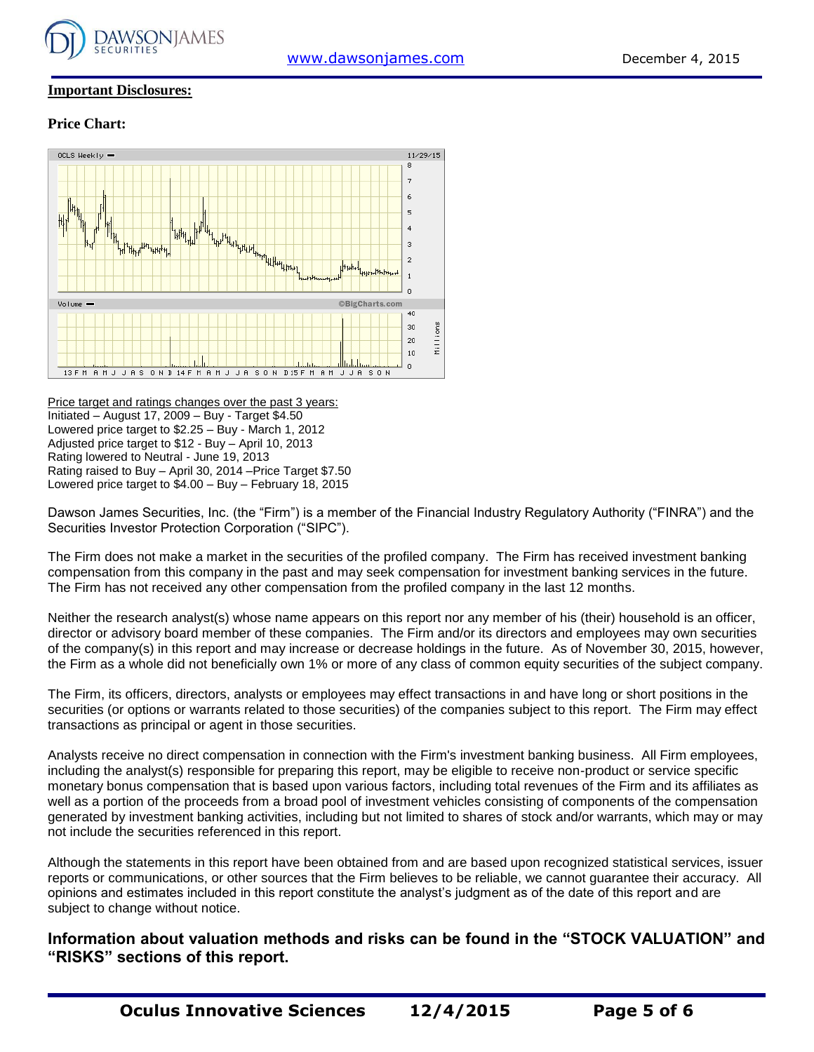## Important Disclosures:

### Price Chart:

Price target and ratings changes over the past 3 years:
Initiated – August 17, 2009 – Buy - Target $4.50
Lowered price target to $2.25 – Buy - March 1, 2012
Adjusted price target to $12 - Buy – April 10, 2013
Rating lowered to Neutral - June 19, 2013
Rating raised to Buy – April 30, 2014 –Price Target $7.50
Lowered price target to $4.00 – Buy – February 18, 2015

Dawson James Securities, Inc. (the "Firm") is a member of the Financial Industry Regulatory Authority ("FINRA") and the Securities Investor Protection Corporation ("SIPC").

The Firm does not make a market in the securities of the profiled company. The Firm has received investment banking compensation from this company in the past and may seek compensation for investment banking services in the future. The Firm has not received any other compensation from the profiled company in the last 12 months.

Neither the research analyst(s) whose name appears on this report nor any member of his (their) household is an officer, director or advisory board member of these companies. The Firm and/or its directors and employees may own securities of the company(s) in this report and may increase or decrease holdings in the future. As of November 30, 2015, however, the Firm as a whole did not beneficially own 1% or more of any class of common equity securities of the subject company.

The Firm, its officers, directors, analysts or employees may effect transactions in and have long or short positions in the securities (or options or warrants related to those securities) of the companies subject to this report. The Firm may effect transactions as principal or agent in those securities.

Analysts receive no direct compensation in connection with the Firm's investment banking business. All Firm employees, including the analyst(s) responsible for preparing this report, may be eligible to receive non-product or service specific monetary bonus compensation that is based upon various factors, including total revenues of the Firm and its affiliates as well as a portion of the proceeds from a broad pool of investment vehicles consisting of components of the compensation generated by investment banking activities, including but not limited to shares of stock and/or warrants, which may or may not include the securities referenced in this report.

Although the statements in this report have been obtained from and are based upon recognized statistical services, issuer reports or communications, or other sources that the Firm believes to be reliable, we cannot guarantee their accuracy. All opinions and estimates included in this report constitute the analyst's judgment as of the date of this report and are subject to change without notice.

**Information about valuation methods and risks can be found in the "STOCK VALUATION" and "RISKS" sections of this report.**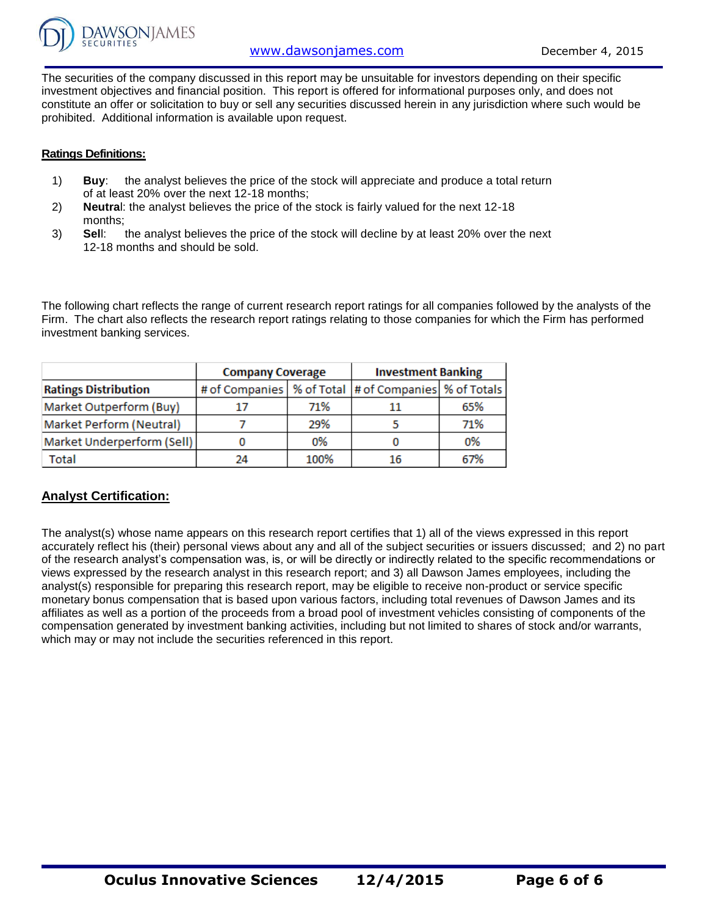The securities of the company discussed in this report may be unsuitable for investors depending on their specific investment objectives and financial position. This report is offered for informational purposes only, and does not constitute an offer or solicitation to buy or sell any securities discussed herein in any jurisdiction where such would be prohibited. Additional information is available upon request.

**Ratings Definitions:**

1) **Buy**: the analyst believes the price of the stock will appreciate and produce a total return of at least 20% over the next 12-18 months;
2) **Neutral**: the analyst believes the price of the stock is fairly valued for the next 12-18 months;
3) **Sell**: the analyst believes the price of the stock will decline by at least 20% over the next 12-18 months and should be sold.

The following chart reflects the range of current research report ratings for all companies followed by the analysts of the Firm. The chart also reflects the research report ratings relating to those companies for which the Firm has performed investment banking services.

| | Company Coverage | | Investment Banking | |
|---|---|---|---|---|
| **Ratings Distribution** | # of Companies | % of Total | # of Companies | % of Totals |
| Market Outperform (Buy) | 17 | 71% | 11 | 65% |
| Market Perform (Neutral) | 7 | 29% | 5 | 71% |
| Market Underperform (Sell) | 0 | 0% | 0 | 0% |
| Total | 24 | 100% | 16 | 67% |

## Analyst Certification:

The analyst(s) whose name appears on this research report certifies that 1) all of the views expressed in this report accurately reflect his (their) personal views about any and all of the subject securities or issuers discussed; and 2) no part of the research analyst's compensation was, is, or will be directly or indirectly related to the specific recommendations or views expressed by the research analyst in this research report; and 3) all Dawson James employees, including the analyst(s) responsible for preparing this research report, may be eligible to receive non-product or service specific monetary bonus compensation that is based upon various factors, including total revenues of Dawson James and its affiliates as well as a portion of the proceeds from a broad pool of investment vehicles consisting of components of the compensation generated by investment banking activities, including but not limited to shares of stock and/or warrants, which may or may not include the securities referenced in this report.